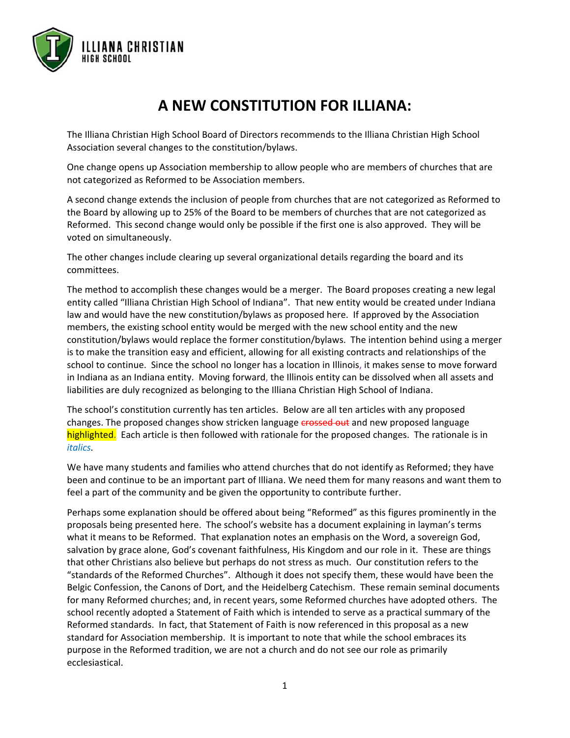ILLIANA CHRISTIAN
HIGH SCHOOL

# A NEW CONSTITUTION FOR ILLIANA:

The Illiana Christian High School Board of Directors recommends to the Illiana Christian High School Association several changes to the constitution/bylaws.

One change opens up Association membership to allow people who are members of churches that are not categorized as Reformed to be Association members.

A second change extends the inclusion of people from churches that are not categorized as Reformed to the Board by allowing up to 25% of the Board to be members of churches that are not categorized as Reformed. This second change would only be possible if the first one is also approved. They will be voted on simultaneously.

The other changes include clearing up several organizational details regarding the board and its committees.

The method to accomplish these changes would be a merger. The Board proposes creating a new legal entity called "Illiana Christian High School of Indiana". That new entity would be created under Indiana law and would have the new constitution/bylaws as proposed here. If approved by the Association members, the existing school entity would be merged with the new school entity and the new constitution/bylaws would replace the former constitution/bylaws. The intention behind using a merger is to make the transition easy and efficient, allowing for all existing contracts and relationships of the school to continue. Since the school no longer has a location in Illinois, it makes sense to move forward in Indiana as an Indiana entity. Moving forward, the Illinois entity can be dissolved when all assets and liabilities are duly recognized as belonging to the Illiana Christian High School of Indiana.

The school's constitution currently has ten articles. Below are all ten articles with any proposed changes. The proposed changes show stricken language ~~crossed out~~ and new proposed language ==highlighted==. Each article is then followed with rationale for the proposed changes. The rationale is in *italics*.

We have many students and families who attend churches that do not identify as Reformed; they have been and continue to be an important part of Illiana. We need them for many reasons and want them to feel a part of the community and be given the opportunity to contribute further.

Perhaps some explanation should be offered about being "Reformed" as this figures prominently in the proposals being presented here. The school's website has a document explaining in layman's terms what it means to be Reformed. That explanation notes an emphasis on the Word, a sovereign God, salvation by grace alone, God's covenant faithfulness, His Kingdom and our role in it. These are things that other Christians also believe but perhaps do not stress as much. Our constitution refers to the "standards of the Reformed Churches". Although it does not specify them, these would have been the Belgic Confession, the Canons of Dort, and the Heidelberg Catechism. These remain seminal documents for many Reformed churches; and, in recent years, some Reformed churches have adopted others. The school recently adopted a Statement of Faith which is intended to serve as a practical summary of the Reformed standards. In fact, that Statement of Faith is now referenced in this proposal as a new standard for Association membership. It is important to note that while the school embraces its purpose in the Reformed tradition, we are not a church and do not see our role as primarily ecclesiastical.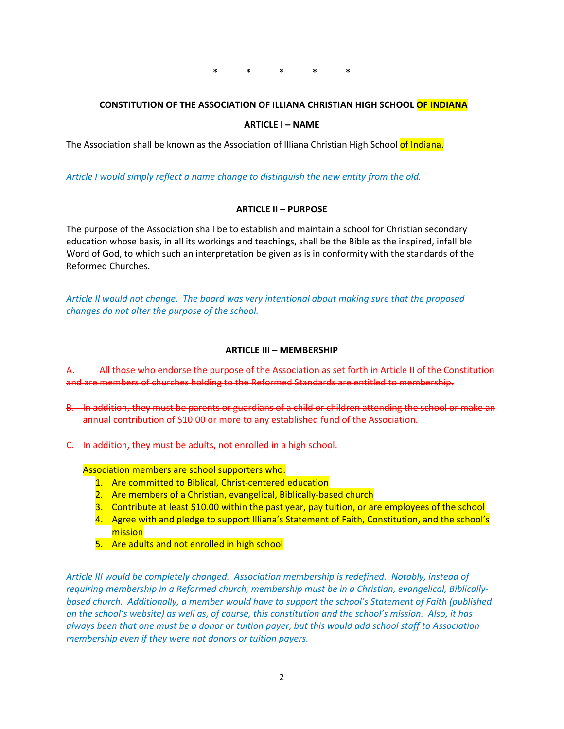\*        \*        \*        \*        \*

**CONSTITUTION OF THE ASSOCIATION OF ILLIANA CHRISTIAN HIGH SCHOOL OF INDIANA**

**ARTICLE I – NAME**

The Association shall be known as the Association of Illiana Christian High School of Indiana.

*Article I would simply reflect a name change to distinguish the new entity from the old.*

**ARTICLE II – PURPOSE**

The purpose of the Association shall be to establish and maintain a school for Christian secondary education whose basis, in all its workings and teachings, shall be the Bible as the inspired, infallible Word of God, to which such an interpretation be given as is in conformity with the standards of the Reformed Churches.

*Article II would not change. The board was very intentional about making sure that the proposed changes do not alter the purpose of the school.*

**ARTICLE III – MEMBERSHIP**

~~A. All those who endorse the purpose of the Association as set forth in Article II of the Constitution and are members of churches holding to the Reformed Standards are entitled to membership.~~

~~B. In addition, they must be parents or guardians of a child or children attending the school or make an annual contribution of $10.00 or more to any established fund of the Association.~~

~~C. In addition, they must be adults, not enrolled in a high school.~~

Association members are school supporters who:

1. Are committed to Biblical, Christ-centered education
2. Are members of a Christian, evangelical, Biblically-based church
3. Contribute at least $10.00 within the past year, pay tuition, or are employees of the school
4. Agree with and pledge to support Illiana's Statement of Faith, Constitution, and the school's mission
5. Are adults and not enrolled in high school

*Article III would be completely changed. Association membership is redefined. Notably, instead of requiring membership in a Reformed church, membership must be in a Christian, evangelical, Biblically-based church. Additionally, a member would have to support the school's Statement of Faith (published on the school's website) as well as, of course, this constitution and the school's mission. Also, it has always been that one must be a donor or tuition payer, but this would add school staff to Association membership even if they were not donors or tuition payers.*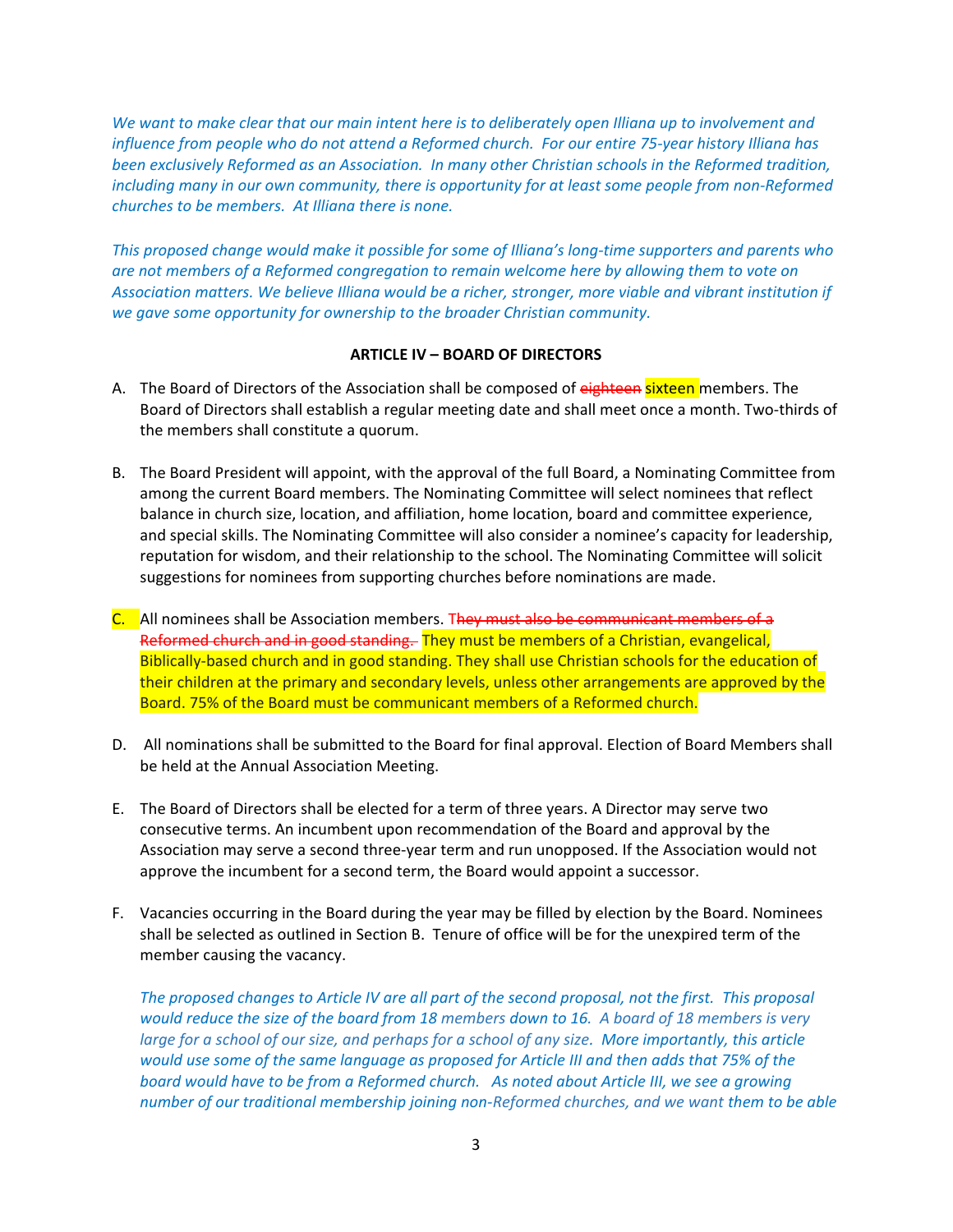*We want to make clear that our main intent here is to deliberately open Illiana up to involvement and influence from people who do not attend a Reformed church. For our entire 75-year history Illiana has been exclusively Reformed as an Association. In many other Christian schools in the Reformed tradition, including many in our own community, there is opportunity for at least some people from non-Reformed churches to be members. At Illiana there is none.*

*This proposed change would make it possible for some of Illiana's long-time supporters and parents who are not members of a Reformed congregation to remain welcome here by allowing them to vote on Association matters. We believe Illiana would be a richer, stronger, more viable and vibrant institution if we gave some opportunity for ownership to the broader Christian community.*

**ARTICLE IV – BOARD OF DIRECTORS**

A. The Board of Directors of the Association shall be composed of ~~eighteen~~ sixteen members. The Board of Directors shall establish a regular meeting date and shall meet once a month. Two-thirds of the members shall constitute a quorum.

B. The Board President will appoint, with the approval of the full Board, a Nominating Committee from among the current Board members. The Nominating Committee will select nominees that reflect balance in church size, location, and affiliation, home location, board and committee experience, and special skills. The Nominating Committee will also consider a nominee's capacity for leadership, reputation for wisdom, and their relationship to the school. The Nominating Committee will solicit suggestions for nominees from supporting churches before nominations are made.

C. All nominees shall be Association members. ~~They must also be communicant members of a Reformed church and in good standing.~~ They must be members of a Christian, evangelical, Biblically-based church and in good standing. They shall use Christian schools for the education of their children at the primary and secondary levels, unless other arrangements are approved by the Board. 75% of the Board must be communicant members of a Reformed church.

D. All nominations shall be submitted to the Board for final approval. Election of Board Members shall be held at the Annual Association Meeting.

E. The Board of Directors shall be elected for a term of three years. A Director may serve two consecutive terms. An incumbent upon recommendation of the Board and approval by the Association may serve a second three-year term and run unopposed. If the Association would not approve the incumbent for a second term, the Board would appoint a successor.

F. Vacancies occurring in the Board during the year may be filled by election by the Board. Nominees shall be selected as outlined in Section B. Tenure of office will be for the unexpired term of the member causing the vacancy.

*The proposed changes to Article IV are all part of the second proposal, not the first. This proposal would reduce the size of the board from 18 members down to 16. A board of 18 members is very large for a school of our size, and perhaps for a school of any size. More importantly, this article would use some of the same language as proposed for Article III and then adds that 75% of the board would have to be from a Reformed church. As noted about Article III, we see a growing number of our traditional membership joining non-Reformed churches, and we want them to be able*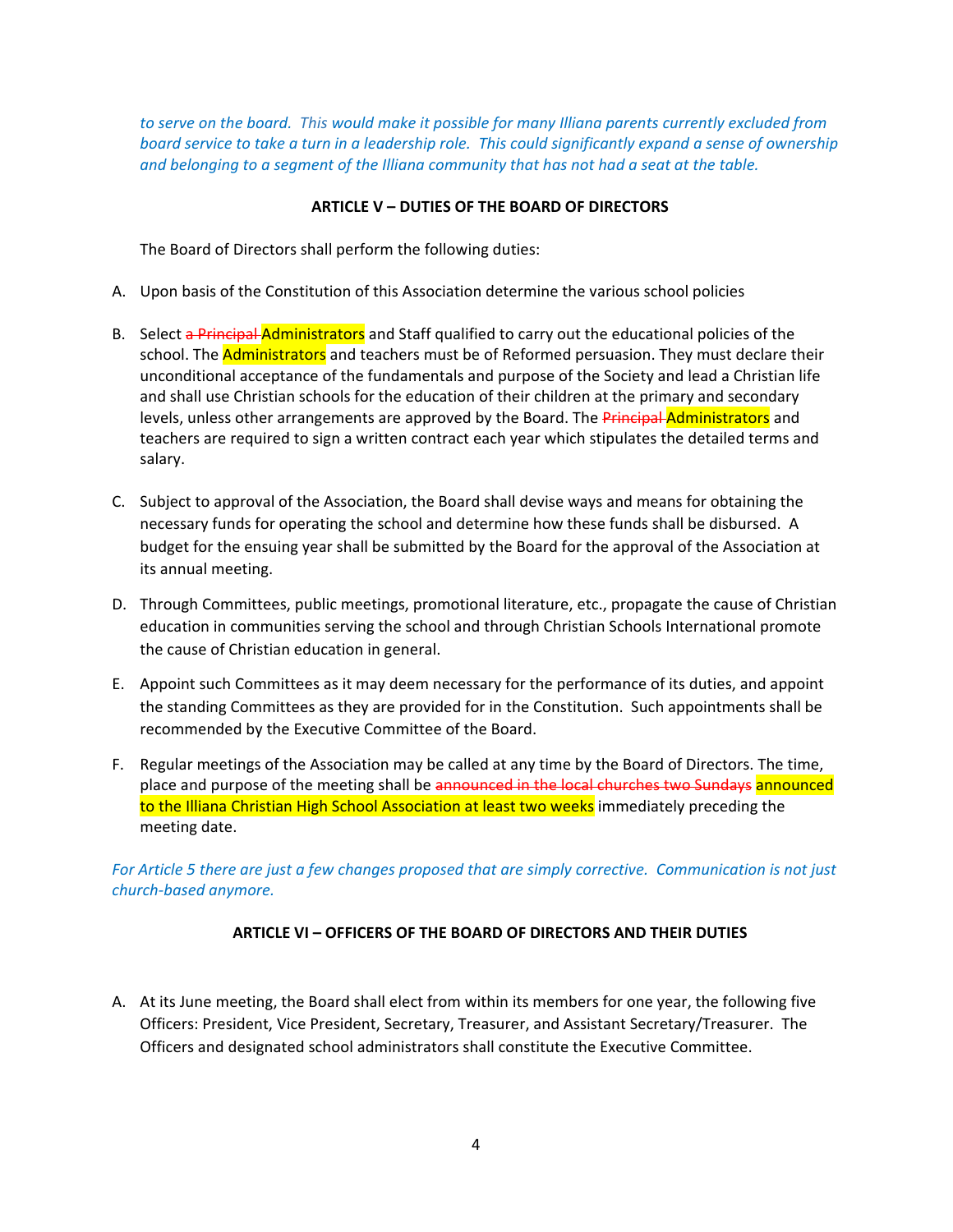*to serve on the board. This would make it possible for many Illiana parents currently excluded from board service to take a turn in a leadership role. This could significantly expand a sense of ownership and belonging to a segment of the Illiana community that has not had a seat at the table.*

**ARTICLE V – DUTIES OF THE BOARD OF DIRECTORS**

The Board of Directors shall perform the following duties:

A. Upon basis of the Constitution of this Association determine the various school policies

B. Select ~~a Principal~~ Administrators and Staff qualified to carry out the educational policies of the school. The Administrators and teachers must be of Reformed persuasion. They must declare their unconditional acceptance of the fundamentals and purpose of the Society and lead a Christian life and shall use Christian schools for the education of their children at the primary and secondary levels, unless other arrangements are approved by the Board. The ~~Principal~~ Administrators and teachers are required to sign a written contract each year which stipulates the detailed terms and salary.

C. Subject to approval of the Association, the Board shall devise ways and means for obtaining the necessary funds for operating the school and determine how these funds shall be disbursed. A budget for the ensuing year shall be submitted by the Board for the approval of the Association at its annual meeting.

D. Through Committees, public meetings, promotional literature, etc., propagate the cause of Christian education in communities serving the school and through Christian Schools International promote the cause of Christian education in general.

E. Appoint such Committees as it may deem necessary for the performance of its duties, and appoint the standing Committees as they are provided for in the Constitution. Such appointments shall be recommended by the Executive Committee of the Board.

F. Regular meetings of the Association may be called at any time by the Board of Directors. The time, place and purpose of the meeting shall be ~~announced in the local churches two Sundays~~ announced to the Illiana Christian High School Association at least two weeks immediately preceding the meeting date.

*For Article 5 there are just a few changes proposed that are simply corrective. Communication is not just church-based anymore.*

**ARTICLE VI – OFFICERS OF THE BOARD OF DIRECTORS AND THEIR DUTIES**

A. At its June meeting, the Board shall elect from within its members for one year, the following five Officers: President, Vice President, Secretary, Treasurer, and Assistant Secretary/Treasurer. The Officers and designated school administrators shall constitute the Executive Committee.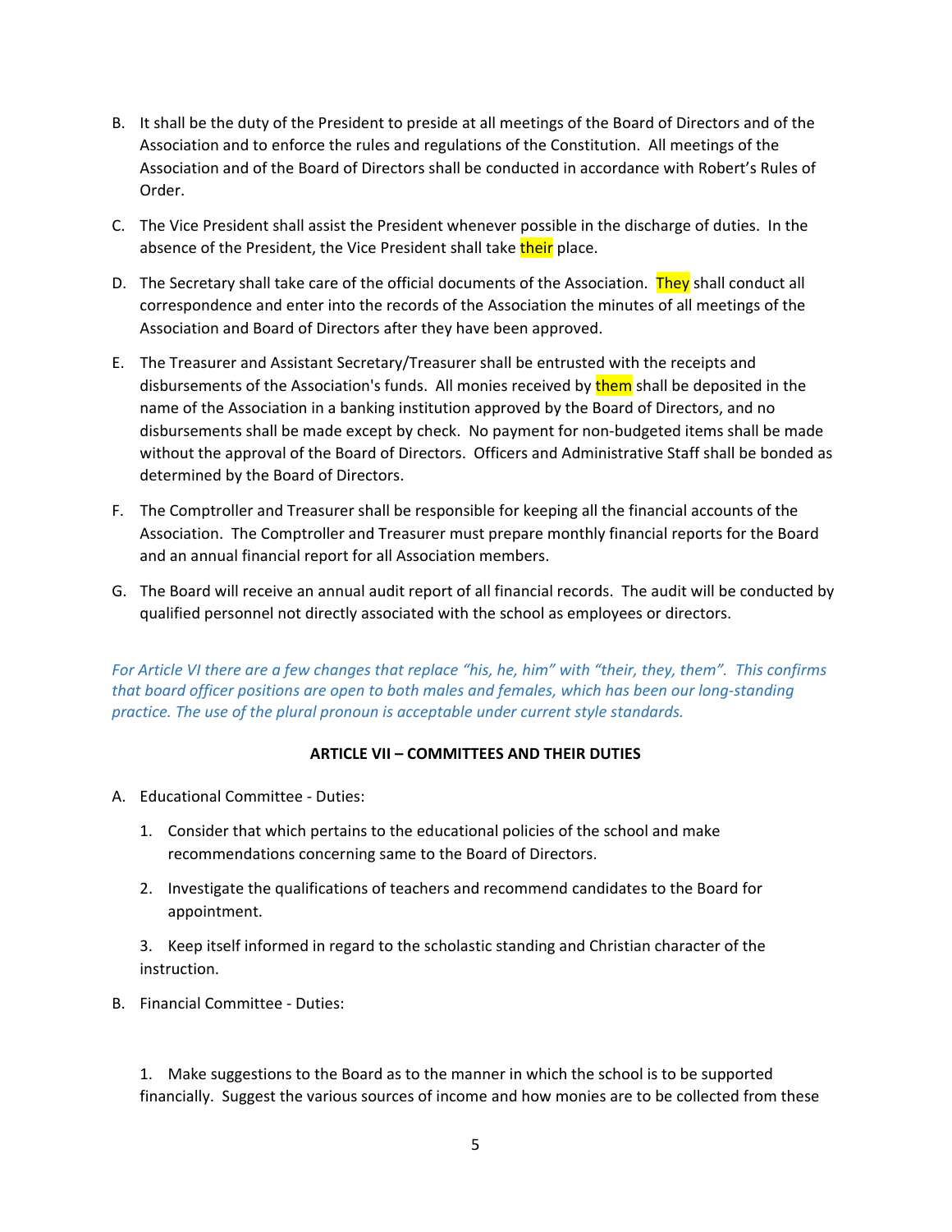B. It shall be the duty of the President to preside at all meetings of the Board of Directors and of the Association and to enforce the rules and regulations of the Constitution. All meetings of the Association and of the Board of Directors shall be conducted in accordance with Robert's Rules of Order.

C. The Vice President shall assist the President whenever possible in the discharge of duties. In the absence of the President, the Vice President shall take their place.

D. The Secretary shall take care of the official documents of the Association. They shall conduct all correspondence and enter into the records of the Association the minutes of all meetings of the Association and Board of Directors after they have been approved.

E. The Treasurer and Assistant Secretary/Treasurer shall be entrusted with the receipts and disbursements of the Association's funds. All monies received by them shall be deposited in the name of the Association in a banking institution approved by the Board of Directors, and no disbursements shall be made except by check. No payment for non-budgeted items shall be made without the approval of the Board of Directors. Officers and Administrative Staff shall be bonded as determined by the Board of Directors.

F. The Comptroller and Treasurer shall be responsible for keeping all the financial accounts of the Association. The Comptroller and Treasurer must prepare monthly financial reports for the Board and an annual financial report for all Association members.

G. The Board will receive an annual audit report of all financial records. The audit will be conducted by qualified personnel not directly associated with the school as employees or directors.

*For Article VI there are a few changes that replace "his, he, him" with "their, they, them". This confirms that board officer positions are open to both males and females, which has been our long-standing practice. The use of the plural pronoun is acceptable under current style standards.*

**ARTICLE VII – COMMITTEES AND THEIR DUTIES**

A. Educational Committee - Duties:

1. Consider that which pertains to the educational policies of the school and make recommendations concerning same to the Board of Directors.
2. Investigate the qualifications of teachers and recommend candidates to the Board for appointment.
3. Keep itself informed in regard to the scholastic standing and Christian character of the instruction.

B. Financial Committee - Duties:

1. Make suggestions to the Board as to the manner in which the school is to be supported financially. Suggest the various sources of income and how monies are to be collected from these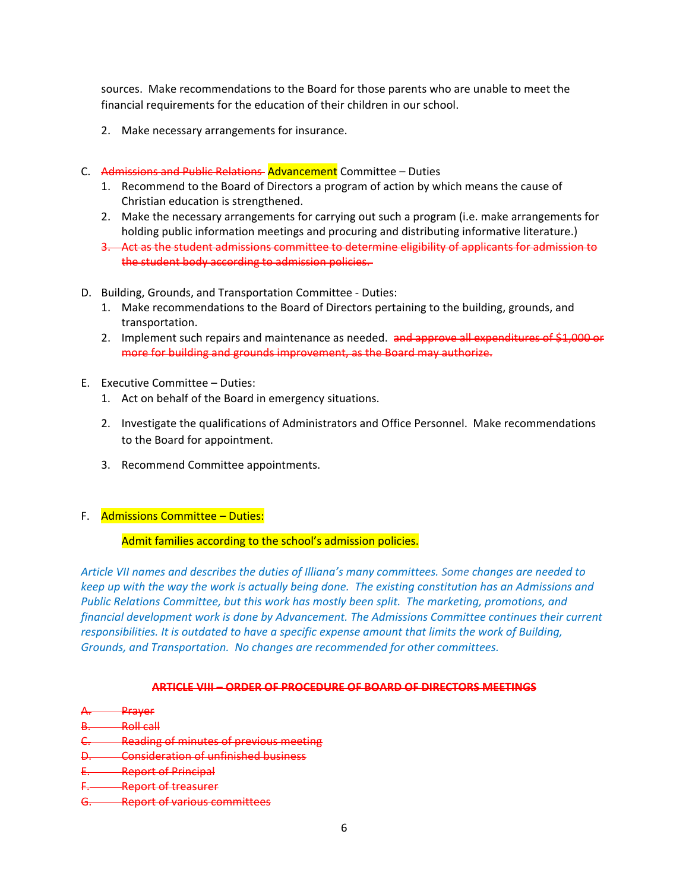sources. Make recommendations to the Board for those parents who are unable to meet the financial requirements for the education of their children in our school.

2. Make necessary arrangements for insurance.

C. ~~Admissions and Public Relations~~ Advancement Committee – Duties
   1. Recommend to the Board of Directors a program of action by which means the cause of Christian education is strengthened.
   2. Make the necessary arrangements for carrying out such a program (i.e. make arrangements for holding public information meetings and procuring and distributing informative literature.)
   3. ~~Act as the student admissions committee to determine eligibility of applicants for admission to the student body according to admission policies.~~

D. Building, Grounds, and Transportation Committee - Duties:
   1. Make recommendations to the Board of Directors pertaining to the building, grounds, and transportation.
   2. Implement such repairs and maintenance as needed. ~~and approve all expenditures of $1,000 or more for building and grounds improvement, as the Board may authorize.~~

E. Executive Committee – Duties:
   1. Act on behalf of the Board in emergency situations.
   2. Investigate the qualifications of Administrators and Office Personnel. Make recommendations to the Board for appointment.
   3. Recommend Committee appointments.

F. Admissions Committee – Duties:

   Admit families according to the school's admission policies.

*Article VII names and describes the duties of Illiana's many committees. Some changes are needed to keep up with the way the work is actually being done. The existing constitution has an Admissions and Public Relations Committee, but this work has mostly been split. The marketing, promotions, and financial development work is done by Advancement. The Admissions Committee continues their current responsibilities. It is outdated to have a specific expense amount that limits the work of Building, Grounds, and Transportation. No changes are recommended for other committees.*

## ~~ARTICLE VIII – ORDER OF PROCEDURE OF BOARD OF DIRECTORS MEETINGS~~

~~A. Prayer~~
~~B. Roll call~~
~~C. Reading of minutes of previous meeting~~
~~D. Consideration of unfinished business~~
~~E. Report of Principal~~
~~F. Report of treasurer~~
~~G. Report of various committees~~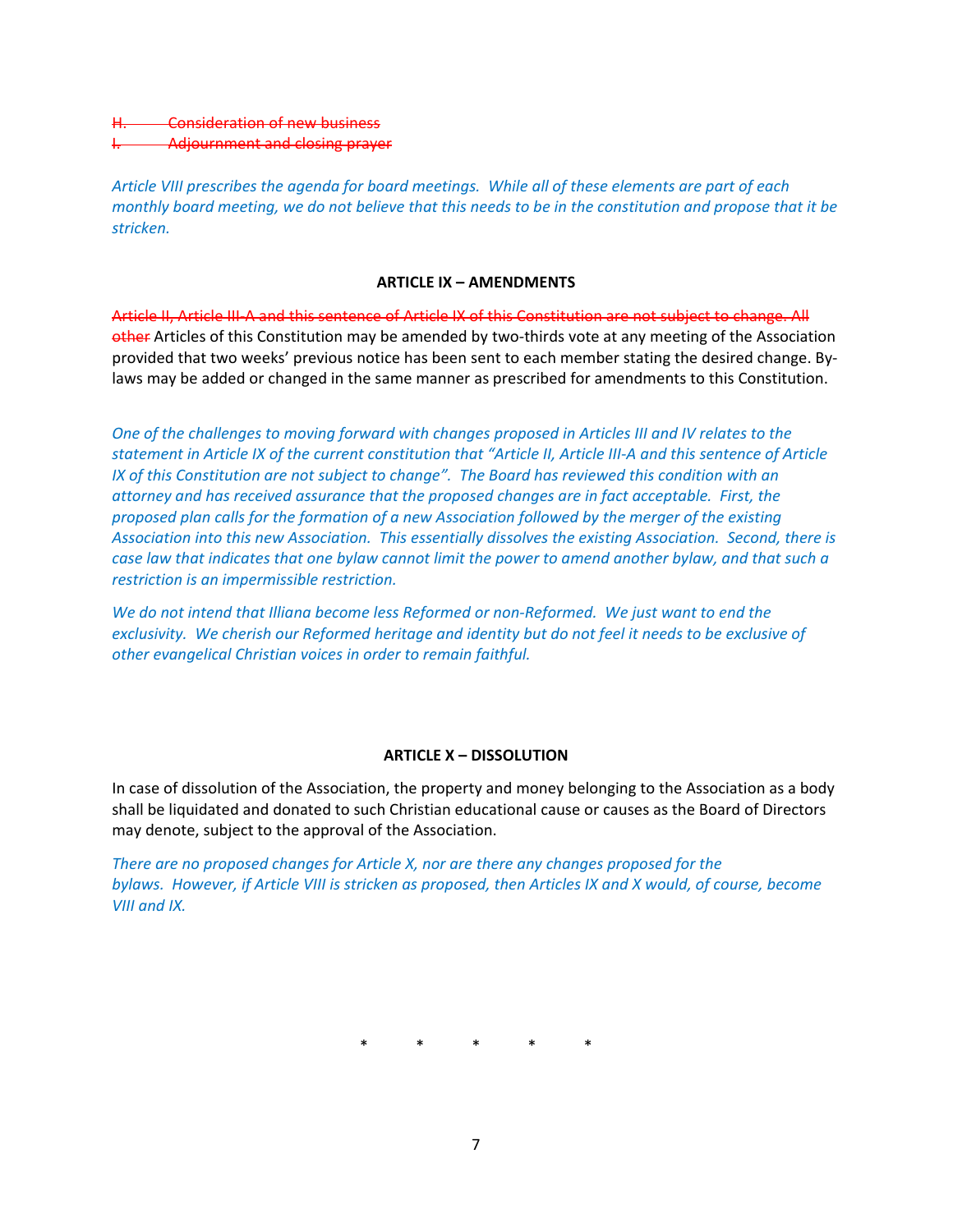~~H. Consideration of new business~~
~~I. Adjournment and closing prayer~~

*Article VIII prescribes the agenda for board meetings. While all of these elements are part of each monthly board meeting, we do not believe that this needs to be in the constitution and propose that it be stricken.*

**ARTICLE IX – AMENDMENTS**

~~Article II, Article III-A and this sentence of Article IX of this Constitution are not subject to change. All other~~ Articles of this Constitution may be amended by two-thirds vote at any meeting of the Association provided that two weeks' previous notice has been sent to each member stating the desired change. By-laws may be added or changed in the same manner as prescribed for amendments to this Constitution.

*One of the challenges to moving forward with changes proposed in Articles III and IV relates to the statement in Article IX of the current constitution that "Article II, Article III-A and this sentence of Article IX of this Constitution are not subject to change". The Board has reviewed this condition with an attorney and has received assurance that the proposed changes are in fact acceptable. First, the proposed plan calls for the formation of a new Association followed by the merger of the existing Association into this new Association. This essentially dissolves the existing Association. Second, there is case law that indicates that one bylaw cannot limit the power to amend another bylaw, and that such a restriction is an impermissible restriction.*

*We do not intend that Illiana become less Reformed or non-Reformed. We just want to end the exclusivity. We cherish our Reformed heritage and identity but do not feel it needs to be exclusive of other evangelical Christian voices in order to remain faithful.*

**ARTICLE X – DISSOLUTION**

In case of dissolution of the Association, the property and money belonging to the Association as a body shall be liquidated and donated to such Christian educational cause or causes as the Board of Directors may denote, subject to the approval of the Association.

*There are no proposed changes for Article X, nor are there any changes proposed for the bylaws. However, if Article VIII is stricken as proposed, then Articles IX and X would, of course, become VIII and IX.*

\* \* \* \* \*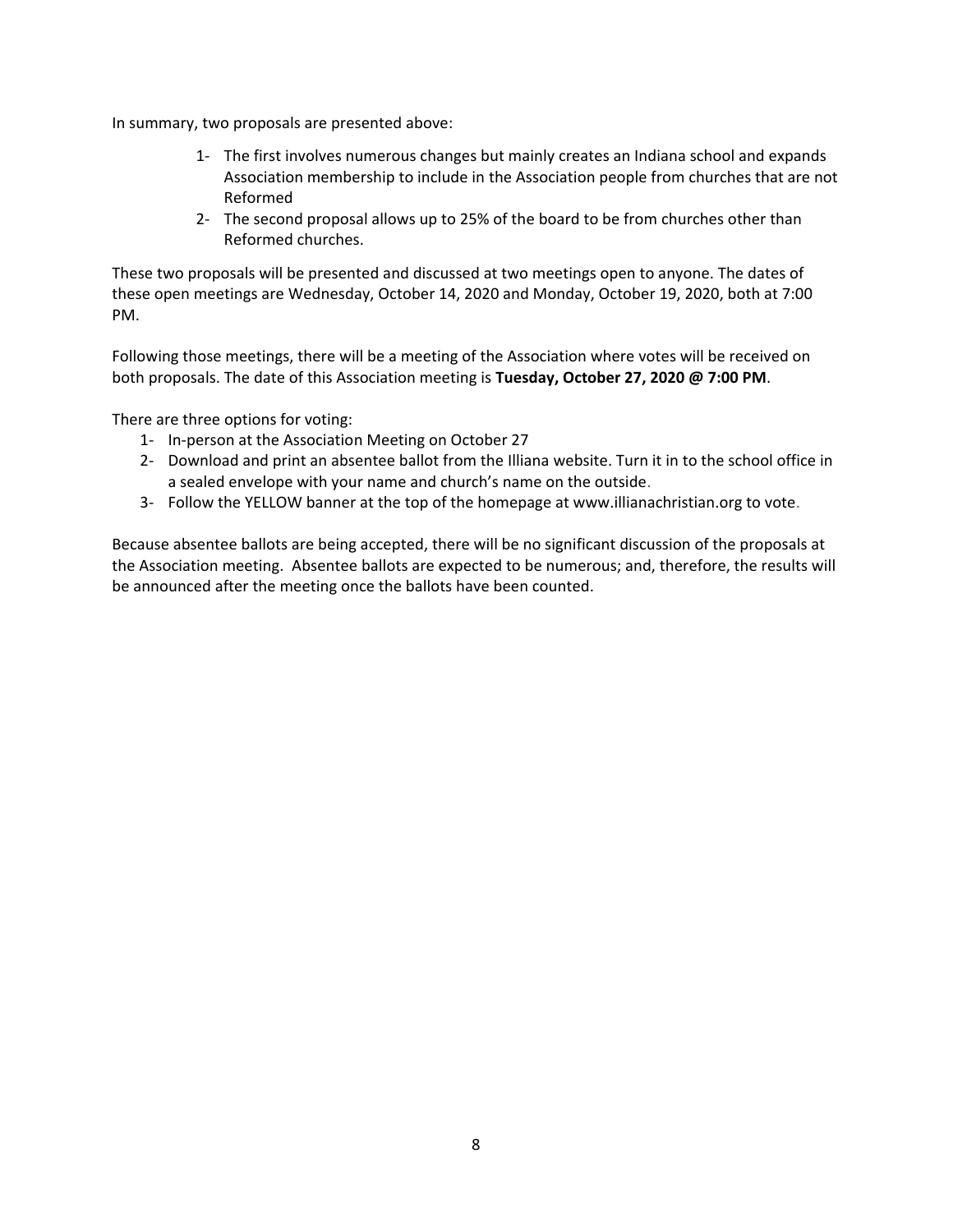In summary, two proposals are presented above:

1- The first involves numerous changes but mainly creates an Indiana school and expands Association membership to include in the Association people from churches that are not Reformed
2- The second proposal allows up to 25% of the board to be from churches other than Reformed churches.

These two proposals will be presented and discussed at two meetings open to anyone. The dates of these open meetings are Wednesday, October 14, 2020 and Monday, October 19, 2020, both at 7:00 PM.

Following those meetings, there will be a meeting of the Association where votes will be received on both proposals. The date of this Association meeting is **Tuesday, October 27, 2020 @ 7:00 PM**.

There are three options for voting:

1- In-person at the Association Meeting on October 27
2- Download and print an absentee ballot from the Illiana website. Turn it in to the school office in a sealed envelope with your name and church's name on the outside.
3- Follow the YELLOW banner at the top of the homepage at www.illianachristian.org to vote.

Because absentee ballots are being accepted, there will be no significant discussion of the proposals at the Association meeting. Absentee ballots are expected to be numerous; and, therefore, the results will be announced after the meeting once the ballots have been counted.